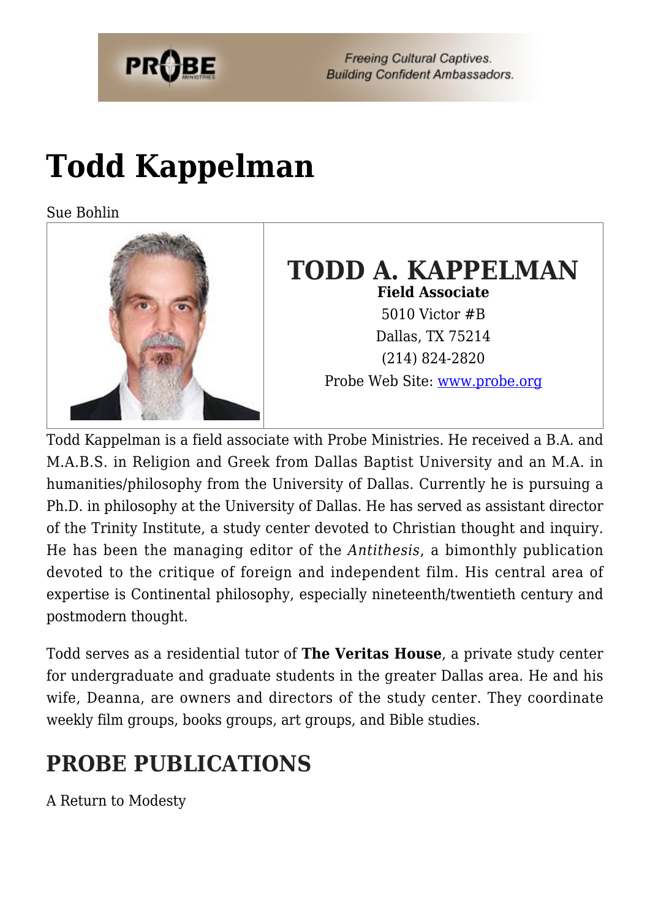# Todd Kappelman

Sue Bohlin

**TODD A. KAPPELMAN**
**Field Associate**
5010 Victor #B
Dallas, TX 75214
(214) 824-2820
Probe Web Site: www.probe.org

Todd Kappelman is a field associate with Probe Ministries. He received a B.A. and M.A.B.S. in Religion and Greek from Dallas Baptist University and an M.A. in humanities/philosophy from the University of Dallas. Currently he is pursuing a Ph.D. in philosophy at the University of Dallas. He has served as assistant director of the Trinity Institute, a study center devoted to Christian thought and inquiry. He has been the managing editor of the *Antithesis*, a bimonthly publication devoted to the critique of foreign and independent film. His central area of expertise is Continental philosophy, especially nineteenth/twentieth century and postmodern thought.

Todd serves as a residential tutor of **The Veritas House**, a private study center for undergraduate and graduate students in the greater Dallas area. He and his wife, Deanna, are owners and directors of the study center. They coordinate weekly film groups, books groups, art groups, and Bible studies.

## PROBE PUBLICATIONS

A Return to Modesty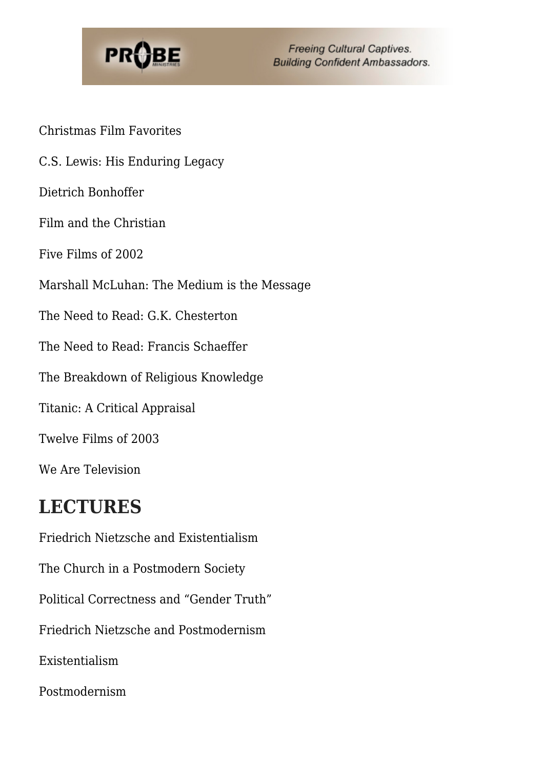Christmas Film Favorites

C.S. Lewis: His Enduring Legacy

Dietrich Bonhoffer

Film and the Christian

Five Films of 2002

Marshall McLuhan: The Medium is the Message

The Need to Read: G.K. Chesterton

The Need to Read: Francis Schaeffer

The Breakdown of Religious Knowledge

Titanic: A Critical Appraisal

Twelve Films of 2003

We Are Television

## LECTURES

Friedrich Nietzsche and Existentialism

The Church in a Postmodern Society

Political Correctness and "Gender Truth"

Friedrich Nietzsche and Postmodernism

Existentialism

Postmodernism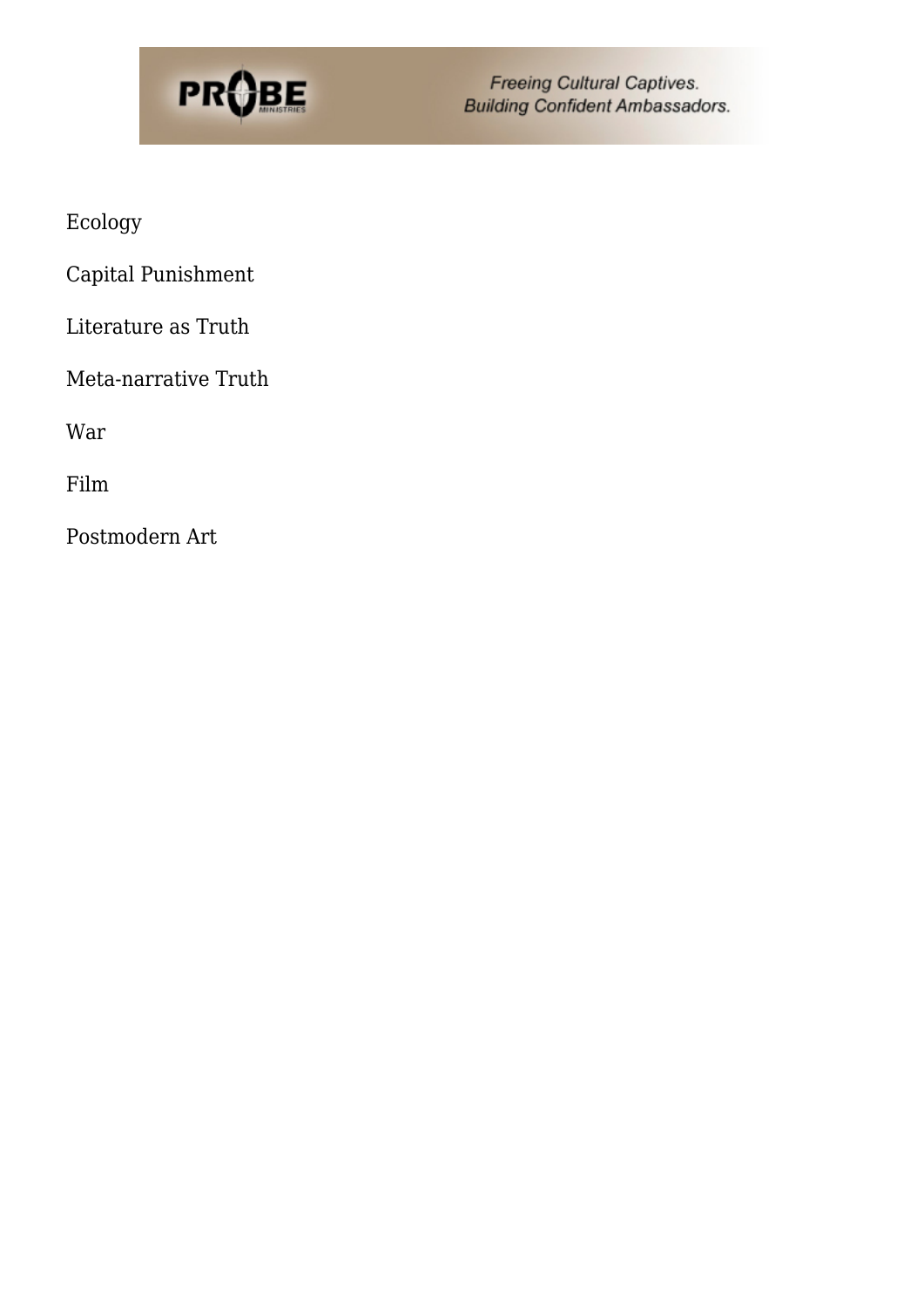Ecology

Capital Punishment

Literature as Truth

Meta-narrative Truth

War

Film

Postmodern Art